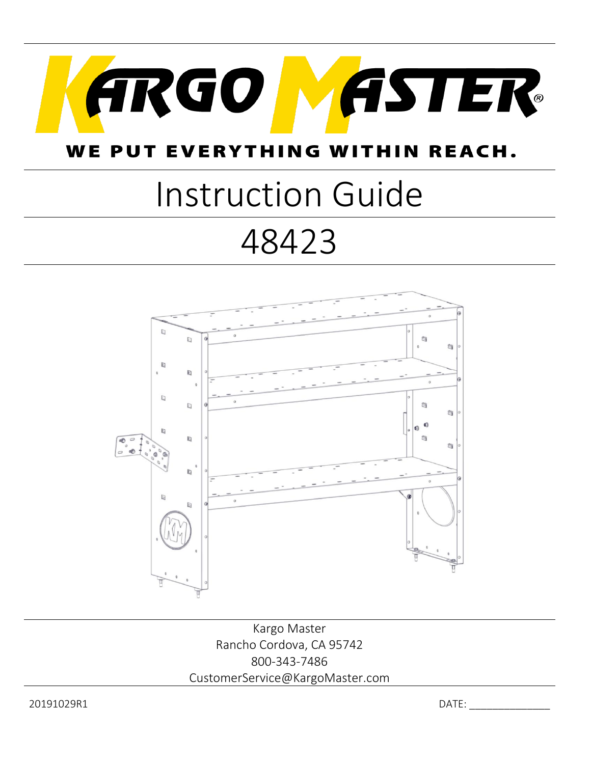# KARGO MASTER®

**WE PUT EVERYTHING WITHIN REACH.**

# Instruction Guide

# 48423

Kargo Master
Rancho Cordova, CA 95742
800-343-7486
CustomerService@KargoMaster.com

20191029R1

DATE: _______________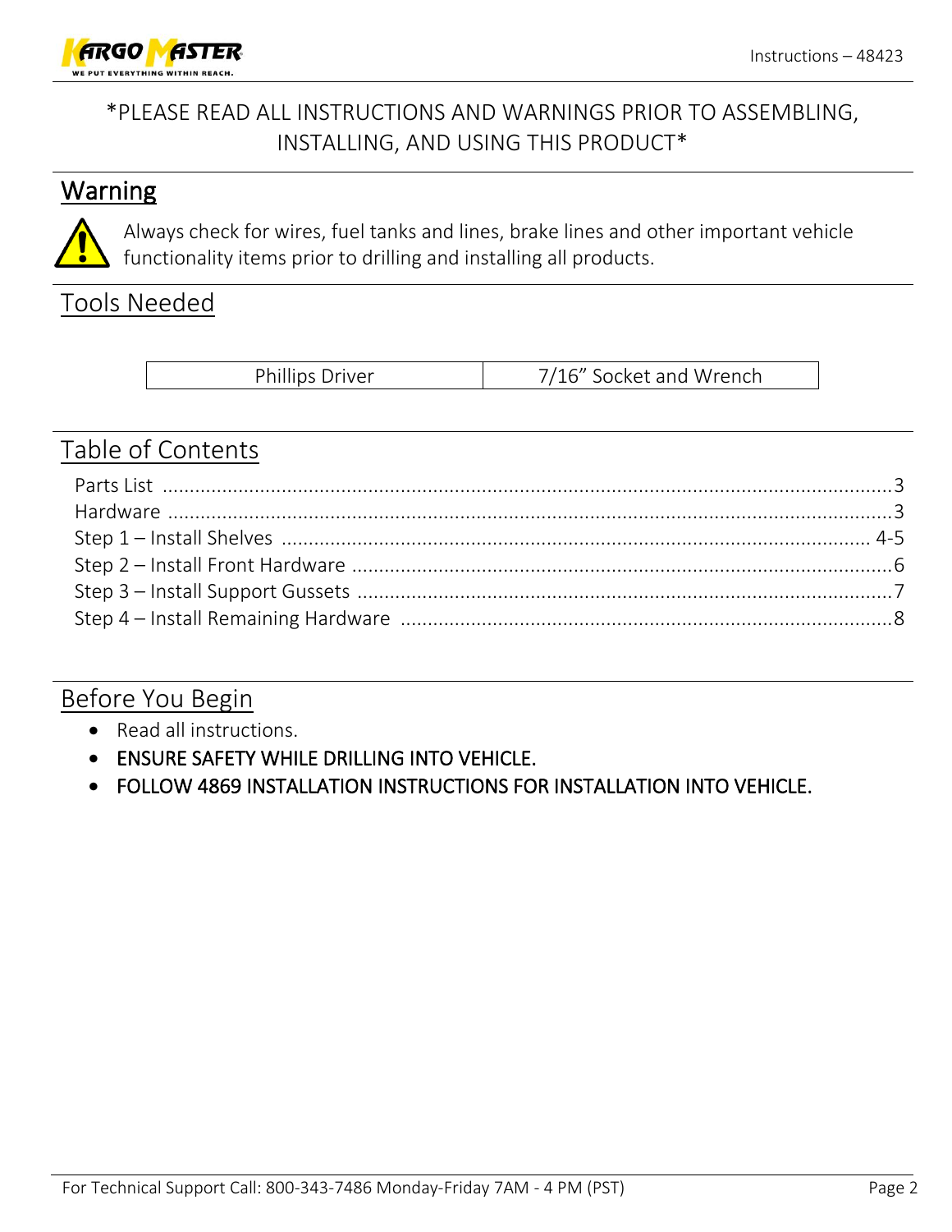*PLEASE READ ALL INSTRUCTIONS AND WARNINGS PRIOR TO ASSEMBLING, INSTALLING, AND USING THIS PRODUCT*

## Warning

Always check for wires, fuel tanks and lines, brake lines and other important vehicle functionality items prior to drilling and installing all products.

## Tools Needed

| Phillips Driver | 7/16" Socket and Wrench |
|---|---|

## Table of Contents

- Parts List .......... 3
- Hardware .......... 3
- Step 1 – Install Shelves .......... 4-5
- Step 2 – Install Front Hardware .......... 6
- Step 3 – Install Support Gussets .......... 7
- Step 4 – Install Remaining Hardware .......... 8

## Before You Begin

- Read all instructions.
- ENSURE SAFETY WHILE DRILLING INTO VEHICLE.
- FOLLOW 4869 INSTALLATION INSTRUCTIONS FOR INSTALLATION INTO VEHICLE.

For Technical Support Call: 800-343-7486 Monday-Friday 7AM - 4 PM (PST)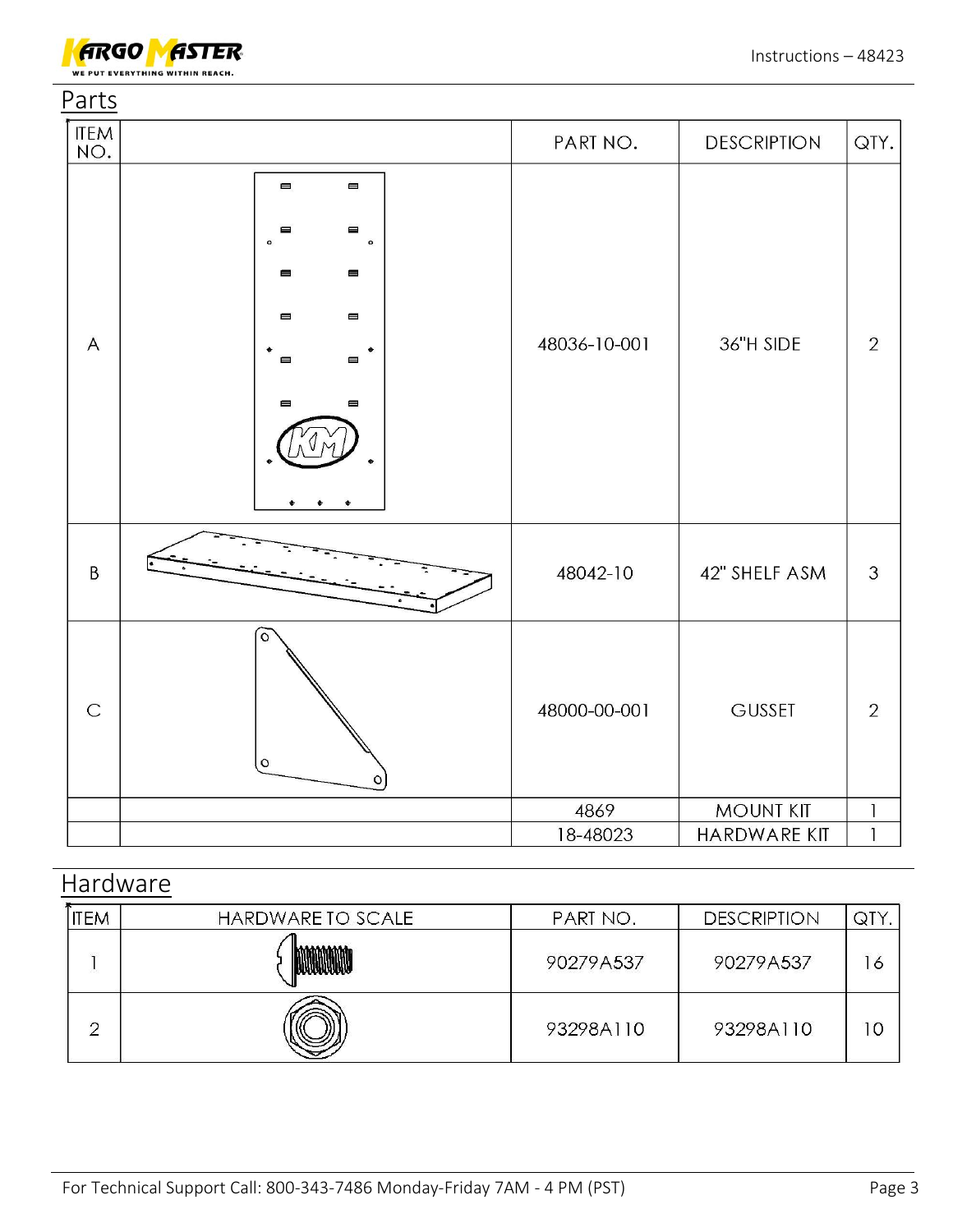## Parts

| ITEM NO. | | PART NO. | DESCRIPTION | QTY. |
|---|---|---|---|---|
| A | | 48036-10-001 | 36"H SIDE | 2 |
| B | | 48042-10 | 42" SHELF ASM | 3 |
| C | | 48000-00-001 | GUSSET | 2 |
| | | 4869 | MOUNT KIT | 1 |
| | | 18-48023 | HARDWARE KIT | 1 |

## Hardware

| ITEM | HARDWARE TO SCALE | PART NO. | DESCRIPTION | QTY. |
|---|---|---|---|---|
| 1 | | 90279A537 | 90279A537 | 16 |
| 2 | | 93298A110 | 93298A110 | 10 |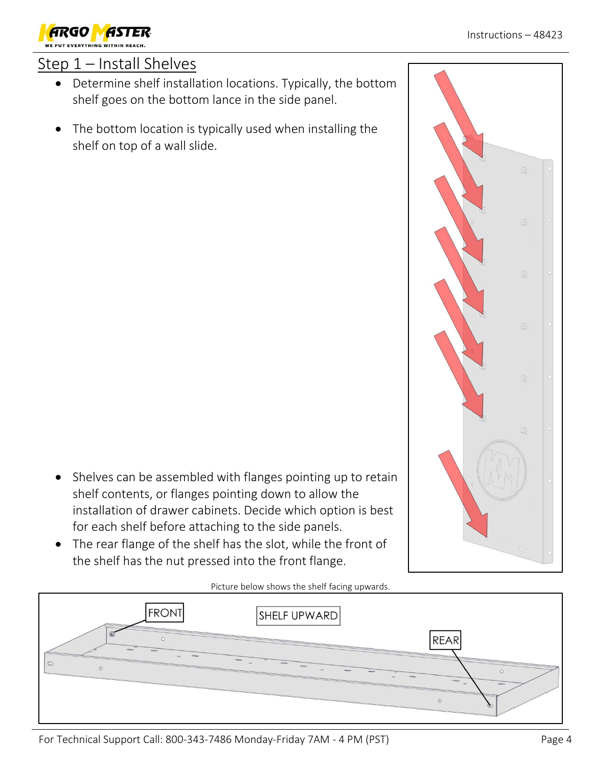## Step 1 – Install Shelves

- Determine shelf installation locations. Typically, the bottom shelf goes on the bottom lance in the side panel.
- The bottom location is typically used when installing the shelf on top of a wall slide.

- Shelves can be assembled with flanges pointing up to retain shelf contents, or flanges pointing down to allow the installation of drawer cabinets. Decide which option is best for each shelf before attaching to the side panels.
- The rear flange of the shelf has the slot, while the front of the shelf has the nut pressed into the front flange.

Picture below shows the shelf facing upwards.

FRONT

SHELF UPWARD

REAR

For Technical Support Call: 800-343-7486 Monday-Friday 7AM - 4 PM (PST)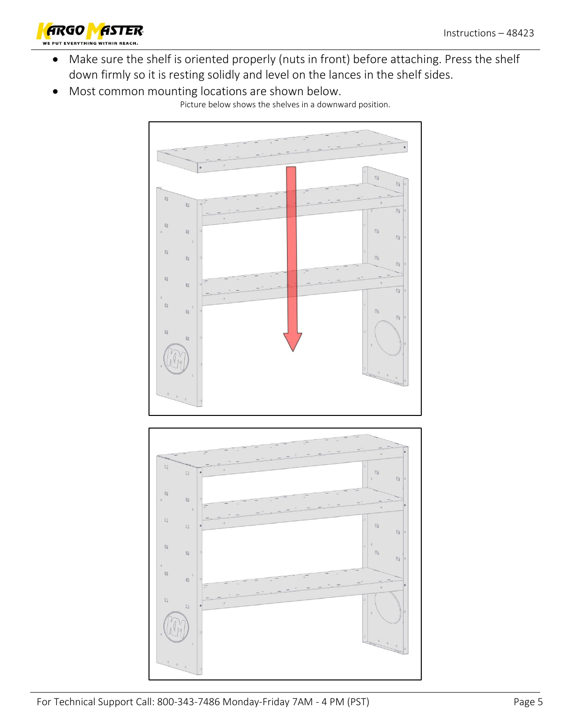- Make sure the shelf is oriented properly (nuts in front) before attaching. Press the shelf down firmly so it is resting solidly and level on the lances in the shelf sides.
- Most common mounting locations are shown below.

Picture below shows the shelves in a downward position.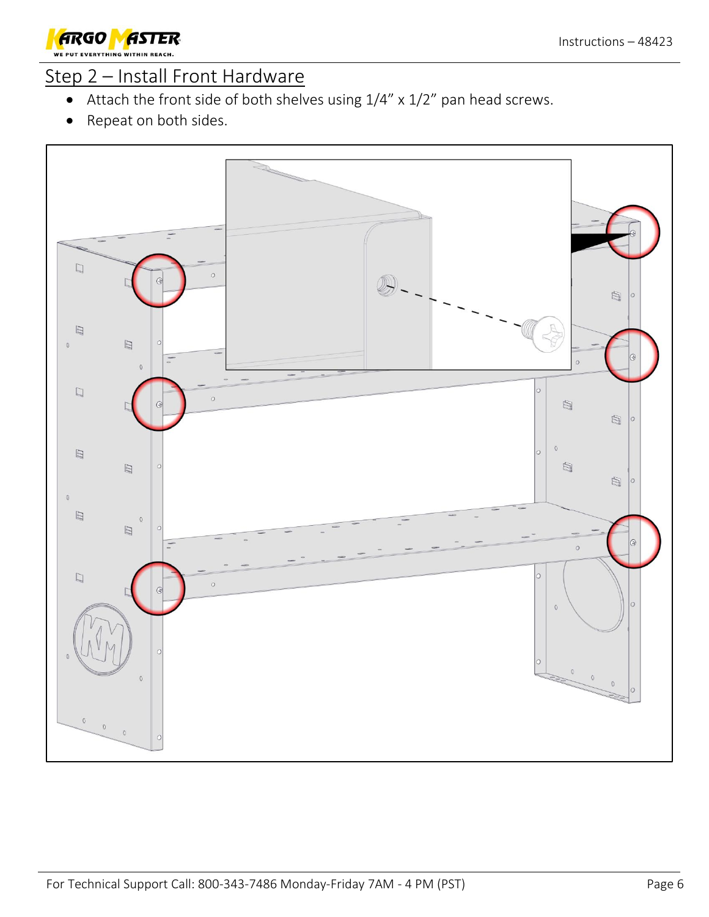## Step 2 – Install Front Hardware

- Attach the front side of both shelves using 1/4" x 1/2" pan head screws.
- Repeat on both sides.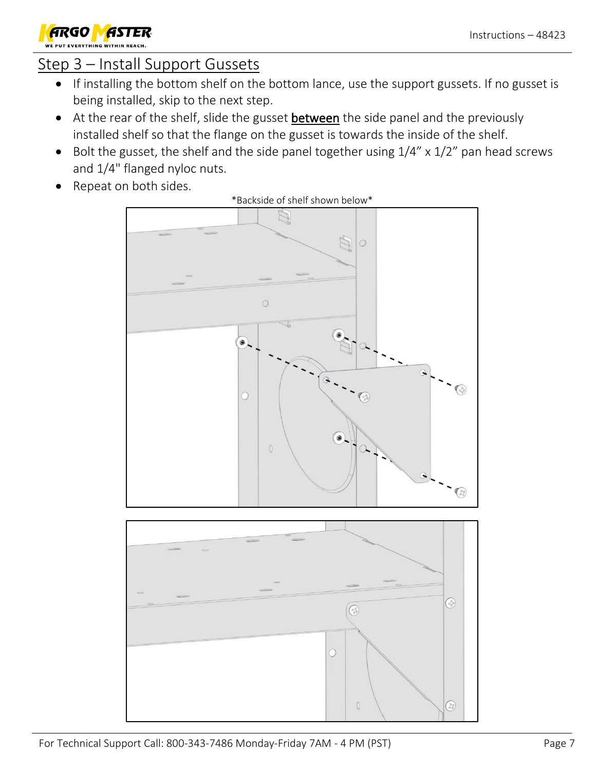## Step 3 – Install Support Gussets

- If installing the bottom shelf on the bottom lance, use the support gussets. If no gusset is being installed, skip to the next step.
- At the rear of the shelf, slide the gusset **between** the side panel and the previously installed shelf so that the flange on the gusset is towards the inside of the shelf.
- Bolt the gusset, the shelf and the side panel together using 1/4" x 1/2" pan head screws and 1/4" flanged nyloc nuts.
- Repeat on both sides.

*Backside of shelf shown below*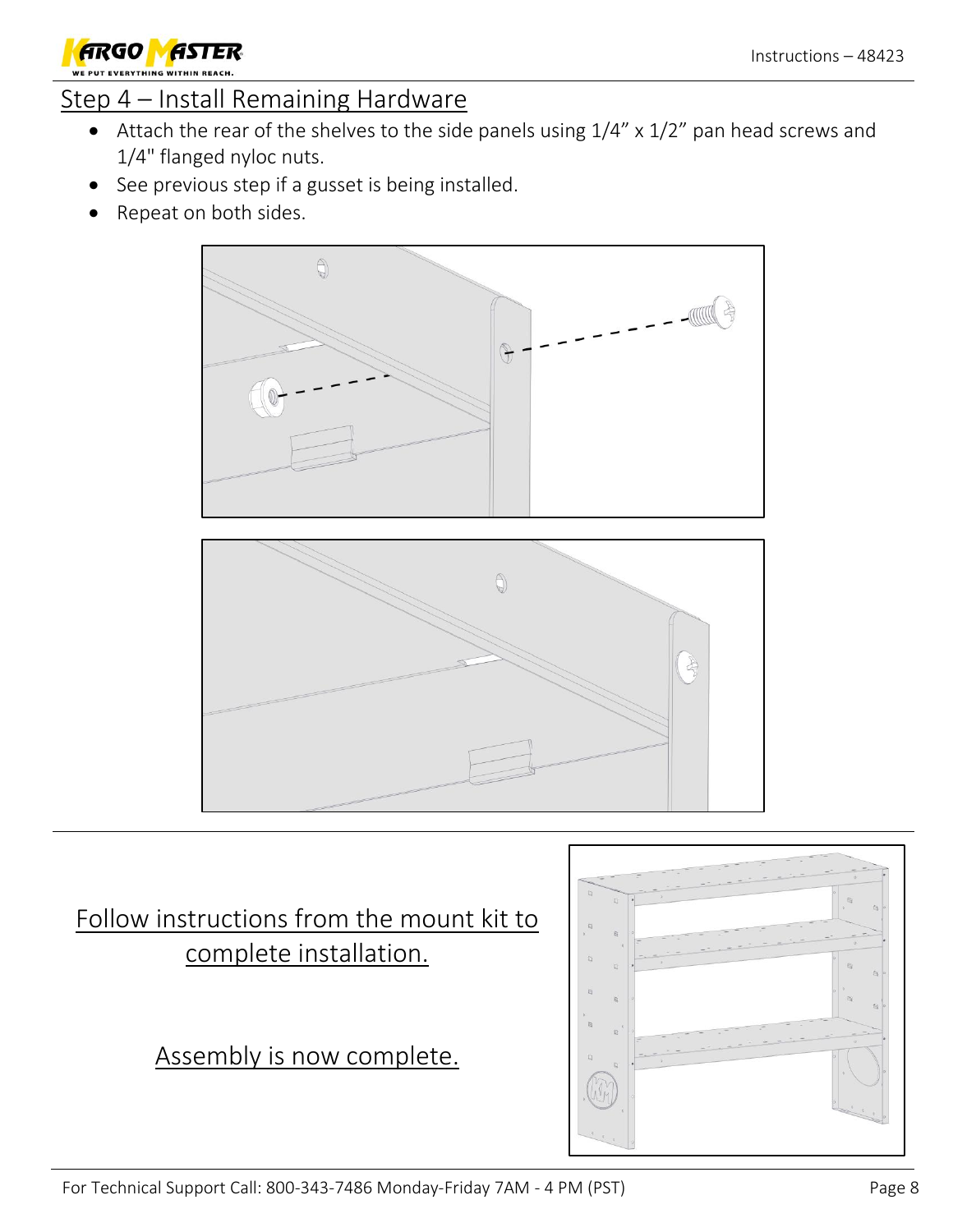## Step 4 – Install Remaining Hardware

- Attach the rear of the shelves to the side panels using 1/4” x 1/2” pan head screws and 1/4" flanged nyloc nuts.
- See previous step if a gusset is being installed.
- Repeat on both sides.

Follow instructions from the mount kit to complete installation.

Assembly is now complete.

For Technical Support Call: 800-343-7486 Monday-Friday 7AM - 4 PM (PST)